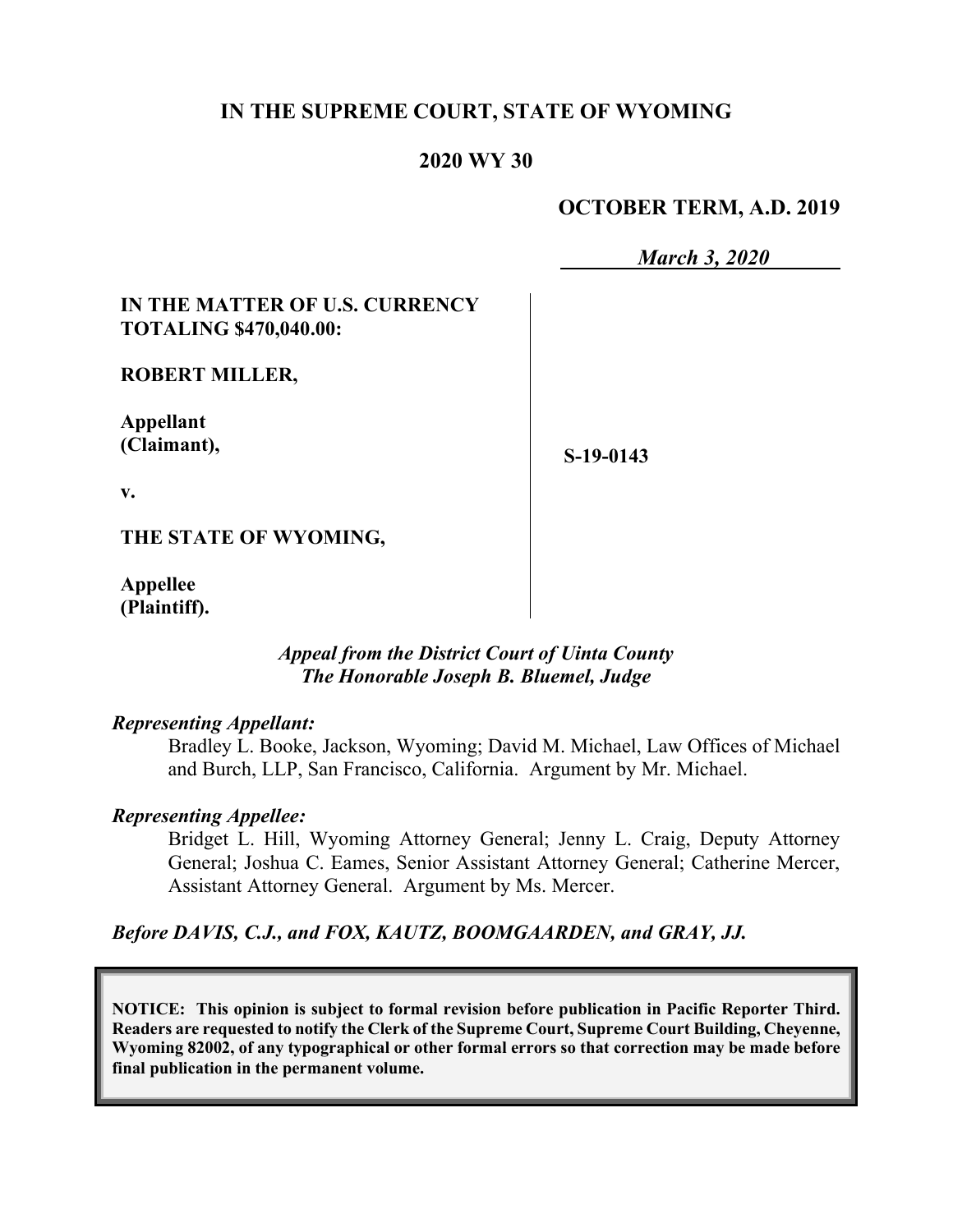# IN THE SUPREME COURT, STATE OF WYOMING

## 2020 WY 30

**OCTOBER TERM, A.D. 2019**

***March 3, 2020***

**IN THE MATTER OF U.S. CURRENCY TOTALING $470,040.00:**

**ROBERT MILLER,**

**Appellant (Claimant),**

**v.**

**THE STATE OF WYOMING,**

**Appellee (Plaintiff).**

**S-19-0143**

***Appeal from the District Court of Uinta County***
***The Honorable Joseph B. Bluemel, Judge***

***Representing Appellant:***

Bradley L. Booke, Jackson, Wyoming; David M. Michael, Law Offices of Michael and Burch, LLP, San Francisco, California. Argument by Mr. Michael.

***Representing Appellee:***

Bridget L. Hill, Wyoming Attorney General; Jenny L. Craig, Deputy Attorney General; Joshua C. Eames, Senior Assistant Attorney General; Catherine Mercer, Assistant Attorney General. Argument by Ms. Mercer.

***Before DAVIS, C.J., and FOX, KAUTZ, BOOMGAARDEN, and GRAY, JJ.***

**NOTICE: This opinion is subject to formal revision before publication in Pacific Reporter Third. Readers are requested to notify the Clerk of the Supreme Court, Supreme Court Building, Cheyenne, Wyoming 82002, of any typographical or other formal errors so that correction may be made before final publication in the permanent volume.**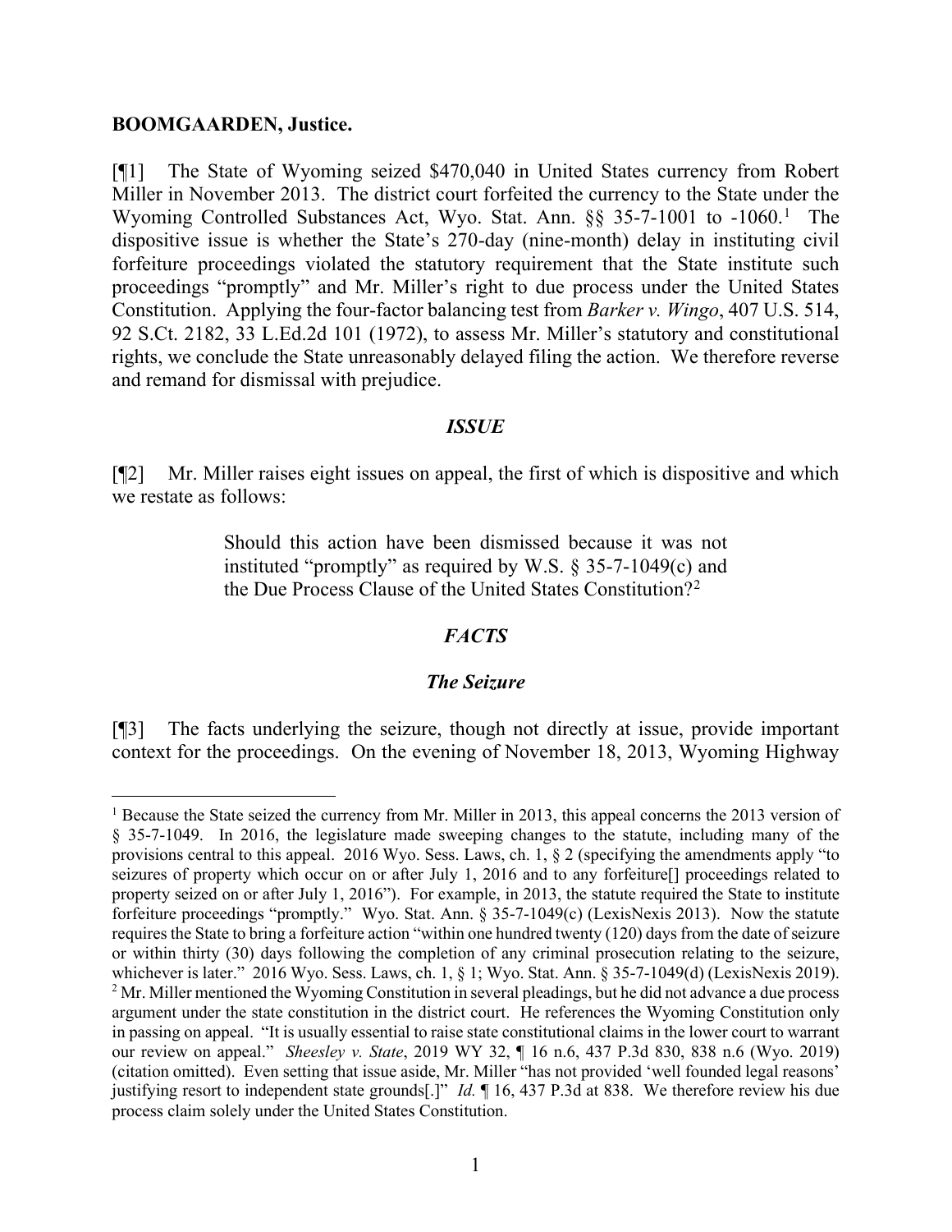**BOOMGAARDEN, Justice.**

[¶1] The State of Wyoming seized $470,040 in United States currency from Robert Miller in November 2013. The district court forfeited the currency to the State under the Wyoming Controlled Substances Act, Wyo. Stat. Ann. §§ 35-7-1001 to -1060.[1] The dispositive issue is whether the State's 270-day (nine-month) delay in instituting civil forfeiture proceedings violated the statutory requirement that the State institute such proceedings "promptly" and Mr. Miller's right to due process under the United States Constitution. Applying the four-factor balancing test from *Barker v. Wingo*, 407 U.S. 514, 92 S.Ct. 2182, 33 L.Ed.2d 101 (1972), to assess Mr. Miller's statutory and constitutional rights, we conclude the State unreasonably delayed filing the action. We therefore reverse and remand for dismissal with prejudice.

## *ISSUE*

[¶2] Mr. Miller raises eight issues on appeal, the first of which is dispositive and which we restate as follows:

> Should this action have been dismissed because it was not instituted "promptly" as required by W.S. § 35-7-1049(c) and the Due Process Clause of the United States Constitution?[2]

## *FACTS*

### *The Seizure*

[¶3] The facts underlying the seizure, though not directly at issue, provide important context for the proceedings. On the evening of November 18, 2013, Wyoming Highway

---

[1] Because the State seized the currency from Mr. Miller in 2013, this appeal concerns the 2013 version of § 35-7-1049. In 2016, the legislature made sweeping changes to the statute, including many of the provisions central to this appeal. 2016 Wyo. Sess. Laws, ch. 1, § 2 (specifying the amendments apply "to seizures of property which occur on or after July 1, 2016 and to any forfeiture[] proceedings related to property seized on or after July 1, 2016"). For example, in 2013, the statute required the State to institute forfeiture proceedings "promptly." Wyo. Stat. Ann. § 35-7-1049(c) (LexisNexis 2013). Now the statute requires the State to bring a forfeiture action "within one hundred twenty (120) days from the date of seizure or within thirty (30) days following the completion of any criminal prosecution relating to the seizure, whichever is later." 2016 Wyo. Sess. Laws, ch. 1, § 1; Wyo. Stat. Ann. § 35-7-1049(d) (LexisNexis 2019).

[2] Mr. Miller mentioned the Wyoming Constitution in several pleadings, but he did not advance a due process argument under the state constitution in the district court. He references the Wyoming Constitution only in passing on appeal. "It is usually essential to raise state constitutional claims in the lower court to warrant our review on appeal." *Sheesley v. State*, 2019 WY 32, ¶ 16 n.6, 437 P.3d 830, 838 n.6 (Wyo. 2019) (citation omitted). Even setting that issue aside, Mr. Miller "has not provided 'well founded legal reasons' justifying resort to independent state grounds[.]" *Id.* ¶ 16, 437 P.3d at 838. We therefore review his due process claim solely under the United States Constitution.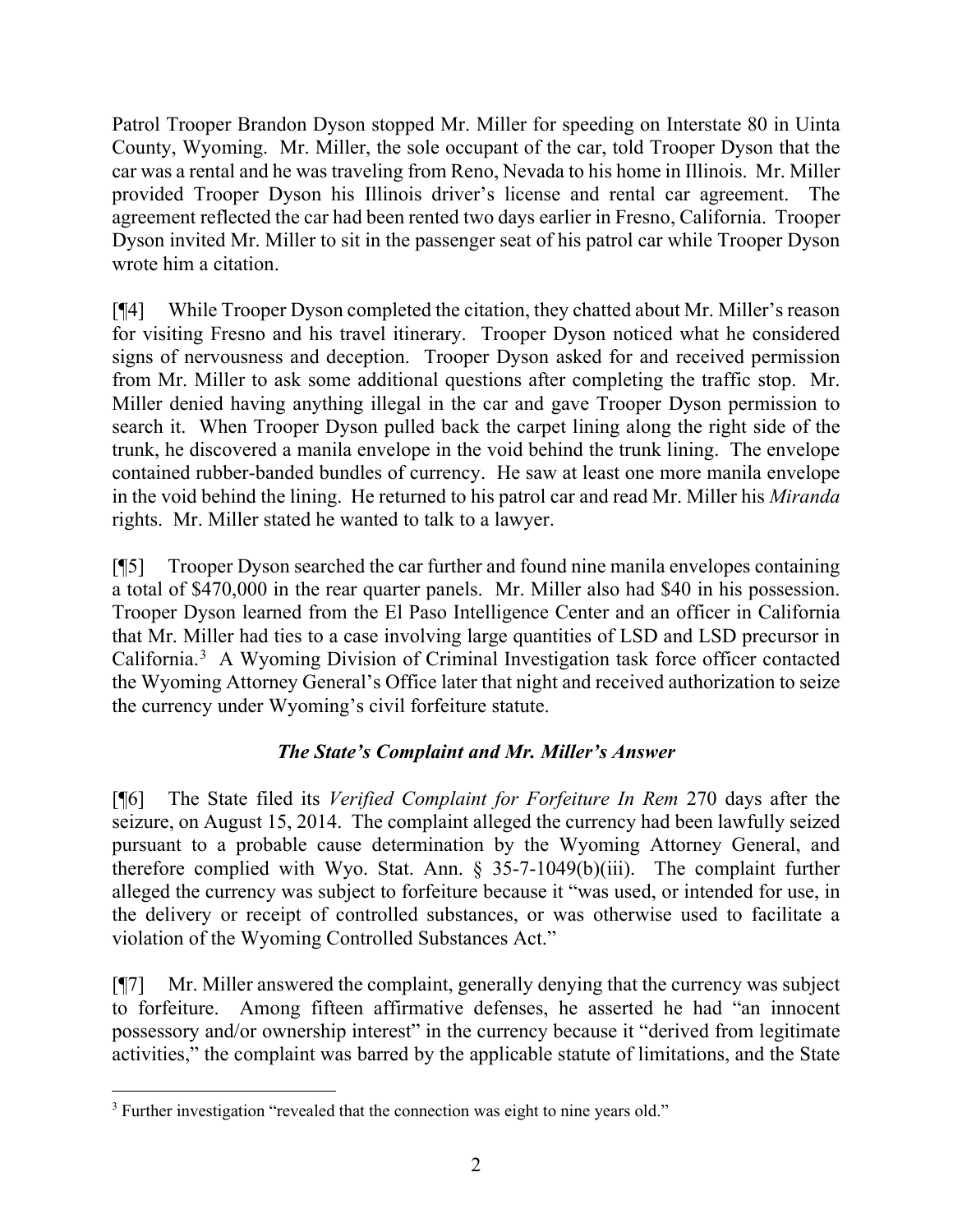Patrol Trooper Brandon Dyson stopped Mr. Miller for speeding on Interstate 80 in Uinta County, Wyoming. Mr. Miller, the sole occupant of the car, told Trooper Dyson that the car was a rental and he was traveling from Reno, Nevada to his home in Illinois. Mr. Miller provided Trooper Dyson his Illinois driver's license and rental car agreement. The agreement reflected the car had been rented two days earlier in Fresno, California. Trooper Dyson invited Mr. Miller to sit in the passenger seat of his patrol car while Trooper Dyson wrote him a citation.

[¶4] While Trooper Dyson completed the citation, they chatted about Mr. Miller's reason for visiting Fresno and his travel itinerary. Trooper Dyson noticed what he considered signs of nervousness and deception. Trooper Dyson asked for and received permission from Mr. Miller to ask some additional questions after completing the traffic stop. Mr. Miller denied having anything illegal in the car and gave Trooper Dyson permission to search it. When Trooper Dyson pulled back the carpet lining along the right side of the trunk, he discovered a manila envelope in the void behind the trunk lining. The envelope contained rubber-banded bundles of currency. He saw at least one more manila envelope in the void behind the lining. He returned to his patrol car and read Mr. Miller his *Miranda* rights. Mr. Miller stated he wanted to talk to a lawyer.

[¶5] Trooper Dyson searched the car further and found nine manila envelopes containing a total of $470,000 in the rear quarter panels. Mr. Miller also had $40 in his possession. Trooper Dyson learned from the El Paso Intelligence Center and an officer in California that Mr. Miller had ties to a case involving large quantities of LSD and LSD precursor in California.[3] A Wyoming Division of Criminal Investigation task force officer contacted the Wyoming Attorney General's Office later that night and received authorization to seize the currency under Wyoming's civil forfeiture statute.

### *The State's Complaint and Mr. Miller's Answer*

[¶6] The State filed its *Verified Complaint for Forfeiture In Rem* 270 days after the seizure, on August 15, 2014. The complaint alleged the currency had been lawfully seized pursuant to a probable cause determination by the Wyoming Attorney General, and therefore complied with Wyo. Stat. Ann. § 35-7-1049(b)(iii). The complaint further alleged the currency was subject to forfeiture because it "was used, or intended for use, in the delivery or receipt of controlled substances, or was otherwise used to facilitate a violation of the Wyoming Controlled Substances Act."

[¶7] Mr. Miller answered the complaint, generally denying that the currency was subject to forfeiture. Among fifteen affirmative defenses, he asserted he had "an innocent possessory and/or ownership interest" in the currency because it "derived from legitimate activities," the complaint was barred by the applicable statute of limitations, and the State

[3] Further investigation "revealed that the connection was eight to nine years old."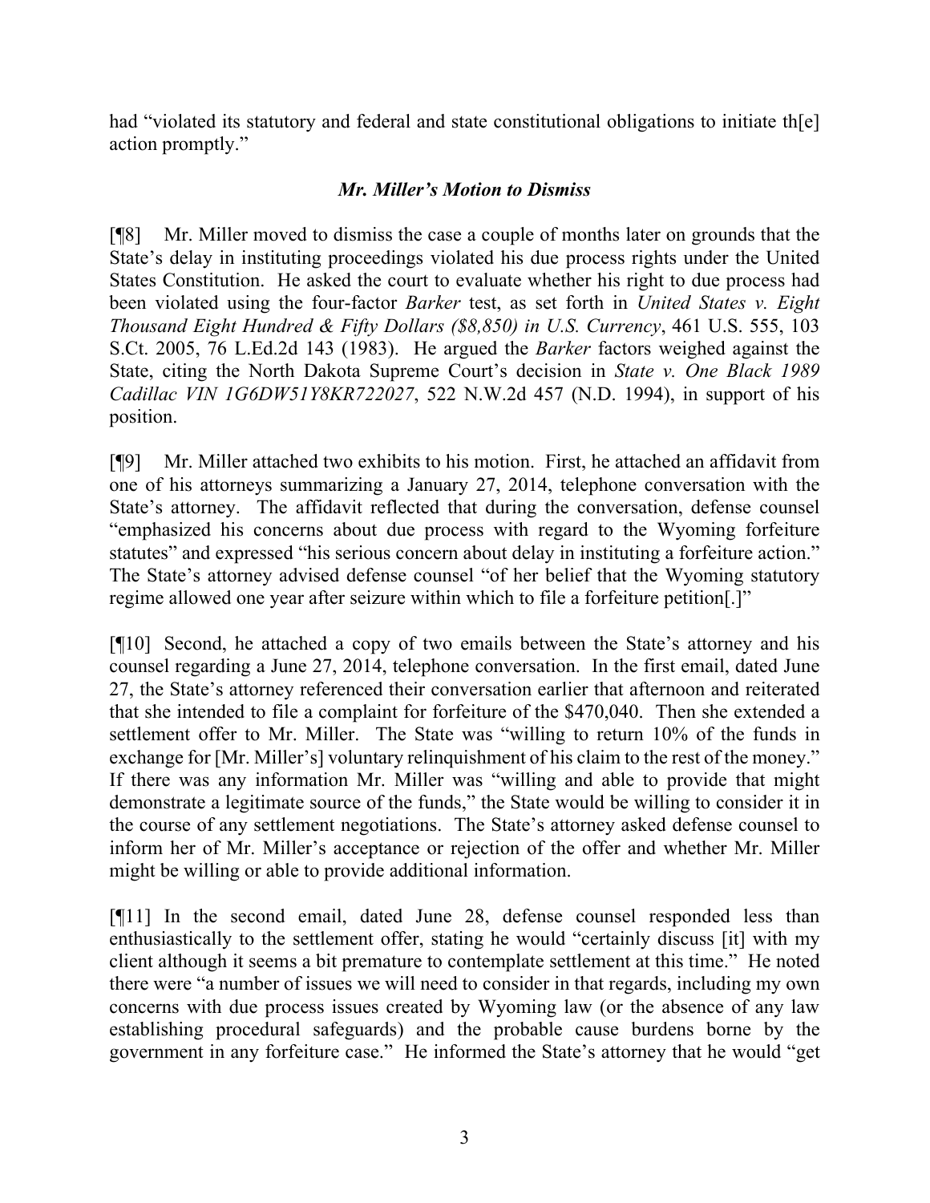had "violated its statutory and federal and state constitutional obligations to initiate th[e] action promptly."

### *Mr. Miller's Motion to Dismiss*

[¶8] Mr. Miller moved to dismiss the case a couple of months later on grounds that the State's delay in instituting proceedings violated his due process rights under the United States Constitution. He asked the court to evaluate whether his right to due process had been violated using the four-factor *Barker* test, as set forth in *United States v. Eight Thousand Eight Hundred & Fifty Dollars ($8,850) in U.S. Currency*, 461 U.S. 555, 103 S.Ct. 2005, 76 L.Ed.2d 143 (1983). He argued the *Barker* factors weighed against the State, citing the North Dakota Supreme Court's decision in *State v. One Black 1989 Cadillac VIN 1G6DW51Y8KR722027*, 522 N.W.2d 457 (N.D. 1994), in support of his position.

[¶9] Mr. Miller attached two exhibits to his motion. First, he attached an affidavit from one of his attorneys summarizing a January 27, 2014, telephone conversation with the State's attorney. The affidavit reflected that during the conversation, defense counsel "emphasized his concerns about due process with regard to the Wyoming forfeiture statutes" and expressed "his serious concern about delay in instituting a forfeiture action." The State's attorney advised defense counsel "of her belief that the Wyoming statutory regime allowed one year after seizure within which to file a forfeiture petition[.]"

[¶10] Second, he attached a copy of two emails between the State's attorney and his counsel regarding a June 27, 2014, telephone conversation. In the first email, dated June 27, the State's attorney referenced their conversation earlier that afternoon and reiterated that she intended to file a complaint for forfeiture of the $470,040. Then she extended a settlement offer to Mr. Miller. The State was "willing to return 10% of the funds in exchange for [Mr. Miller's] voluntary relinquishment of his claim to the rest of the money." If there was any information Mr. Miller was "willing and able to provide that might demonstrate a legitimate source of the funds," the State would be willing to consider it in the course of any settlement negotiations. The State's attorney asked defense counsel to inform her of Mr. Miller's acceptance or rejection of the offer and whether Mr. Miller might be willing or able to provide additional information.

[¶11] In the second email, dated June 28, defense counsel responded less than enthusiastically to the settlement offer, stating he would "certainly discuss [it] with my client although it seems a bit premature to contemplate settlement at this time." He noted there were "a number of issues we will need to consider in that regards, including my own concerns with due process issues created by Wyoming law (or the absence of any law establishing procedural safeguards) and the probable cause burdens borne by the government in any forfeiture case." He informed the State's attorney that he would "get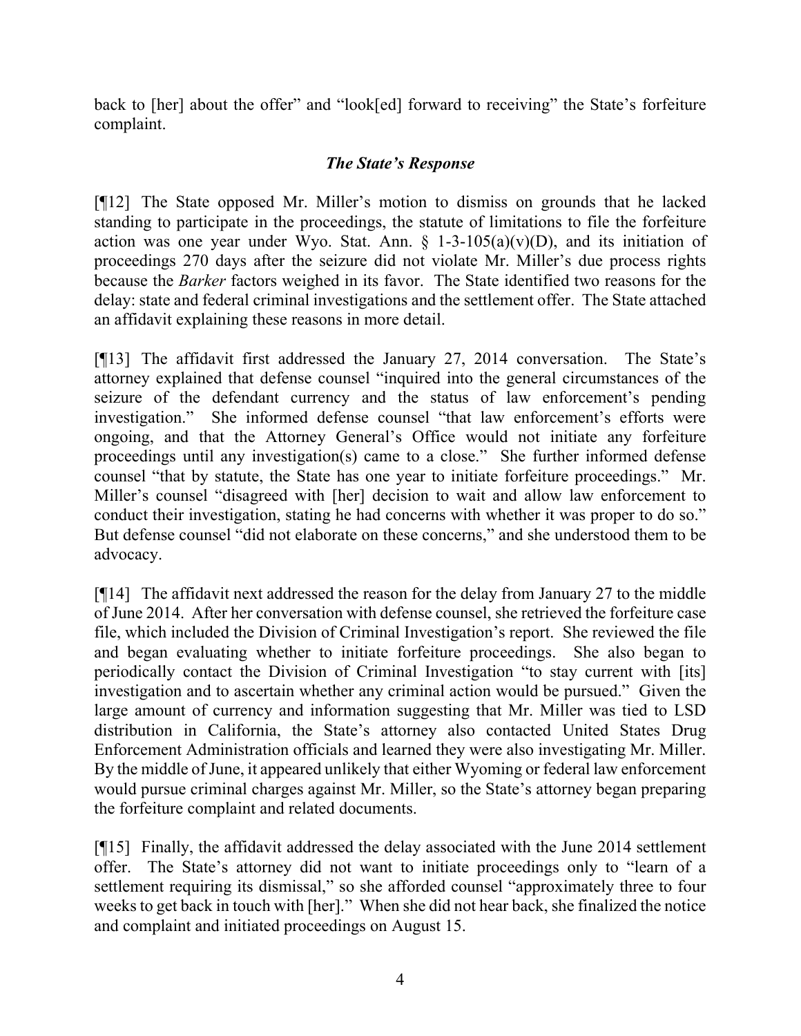back to [her] about the offer" and "look[ed] forward to receiving" the State's forfeiture complaint.

### *The State's Response*

[¶12] The State opposed Mr. Miller's motion to dismiss on grounds that he lacked standing to participate in the proceedings, the statute of limitations to file the forfeiture action was one year under Wyo. Stat. Ann. § 1-3-105(a)(v)(D), and its initiation of proceedings 270 days after the seizure did not violate Mr. Miller's due process rights because the *Barker* factors weighed in its favor. The State identified two reasons for the delay: state and federal criminal investigations and the settlement offer. The State attached an affidavit explaining these reasons in more detail.

[¶13] The affidavit first addressed the January 27, 2014 conversation. The State's attorney explained that defense counsel "inquired into the general circumstances of the seizure of the defendant currency and the status of law enforcement's pending investigation." She informed defense counsel "that law enforcement's efforts were ongoing, and that the Attorney General's Office would not initiate any forfeiture proceedings until any investigation(s) came to a close." She further informed defense counsel "that by statute, the State has one year to initiate forfeiture proceedings." Mr. Miller's counsel "disagreed with [her] decision to wait and allow law enforcement to conduct their investigation, stating he had concerns with whether it was proper to do so." But defense counsel "did not elaborate on these concerns," and she understood them to be advocacy.

[¶14] The affidavit next addressed the reason for the delay from January 27 to the middle of June 2014. After her conversation with defense counsel, she retrieved the forfeiture case file, which included the Division of Criminal Investigation's report. She reviewed the file and began evaluating whether to initiate forfeiture proceedings. She also began to periodically contact the Division of Criminal Investigation "to stay current with [its] investigation and to ascertain whether any criminal action would be pursued." Given the large amount of currency and information suggesting that Mr. Miller was tied to LSD distribution in California, the State's attorney also contacted United States Drug Enforcement Administration officials and learned they were also investigating Mr. Miller. By the middle of June, it appeared unlikely that either Wyoming or federal law enforcement would pursue criminal charges against Mr. Miller, so the State's attorney began preparing the forfeiture complaint and related documents.

[¶15] Finally, the affidavit addressed the delay associated with the June 2014 settlement offer. The State's attorney did not want to initiate proceedings only to "learn of a settlement requiring its dismissal," so she afforded counsel "approximately three to four weeks to get back in touch with [her]." When she did not hear back, she finalized the notice and complaint and initiated proceedings on August 15.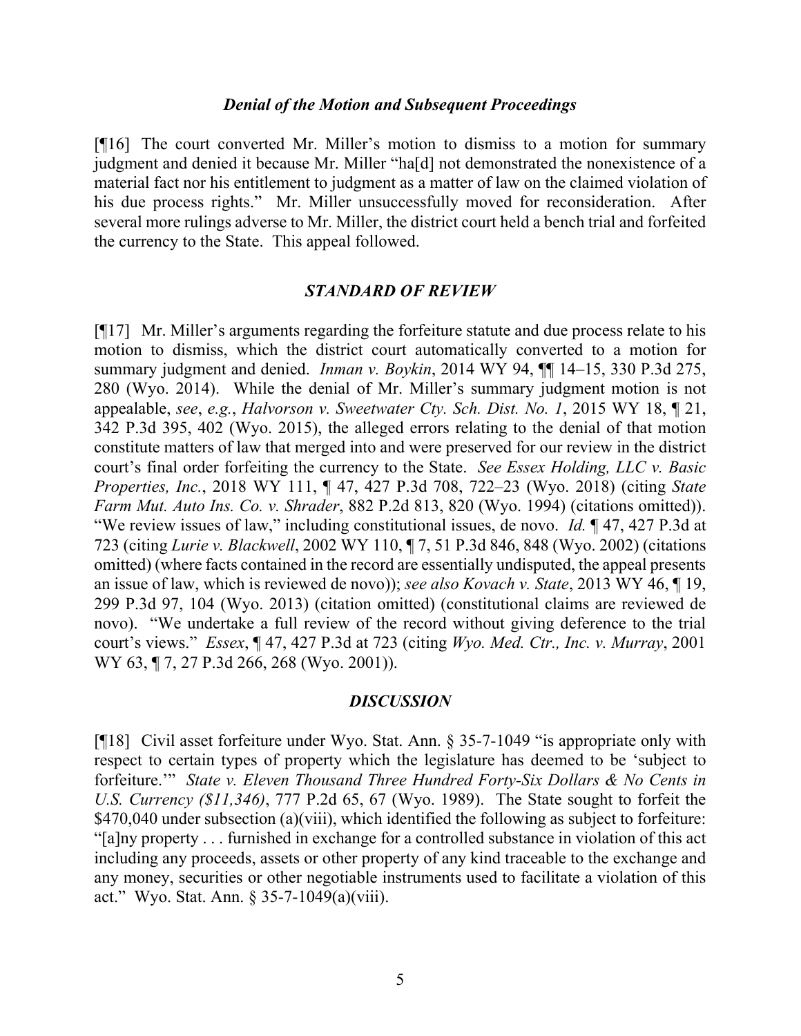### *Denial of the Motion and Subsequent Proceedings*

[¶16] The court converted Mr. Miller's motion to dismiss to a motion for summary judgment and denied it because Mr. Miller "ha[d] not demonstrated the nonexistence of a material fact nor his entitlement to judgment as a matter of law on the claimed violation of his due process rights." Mr. Miller unsuccessfully moved for reconsideration. After several more rulings adverse to Mr. Miller, the district court held a bench trial and forfeited the currency to the State. This appeal followed.

## *STANDARD OF REVIEW*

[¶17] Mr. Miller's arguments regarding the forfeiture statute and due process relate to his motion to dismiss, which the district court automatically converted to a motion for summary judgment and denied. *Inman v. Boykin*, 2014 WY 94, ¶¶ 14–15, 330 P.3d 275, 280 (Wyo. 2014). While the denial of Mr. Miller's summary judgment motion is not appealable, *see*, *e.g.*, *Halvorson v. Sweetwater Cty. Sch. Dist. No. 1*, 2015 WY 18, ¶ 21, 342 P.3d 395, 402 (Wyo. 2015), the alleged errors relating to the denial of that motion constitute matters of law that merged into and were preserved for our review in the district court's final order forfeiting the currency to the State. *See Essex Holding, LLC v. Basic Properties, Inc.*, 2018 WY 111, ¶ 47, 427 P.3d 708, 722–23 (Wyo. 2018) (citing *State Farm Mut. Auto Ins. Co. v. Shrader*, 882 P.2d 813, 820 (Wyo. 1994) (citations omitted)). "We review issues of law," including constitutional issues, de novo. *Id.* ¶ 47, 427 P.3d at 723 (citing *Lurie v. Blackwell*, 2002 WY 110, ¶ 7, 51 P.3d 846, 848 (Wyo. 2002) (citations omitted) (where facts contained in the record are essentially undisputed, the appeal presents an issue of law, which is reviewed de novo)); *see also Kovach v. State*, 2013 WY 46, ¶ 19, 299 P.3d 97, 104 (Wyo. 2013) (citation omitted) (constitutional claims are reviewed de novo). "We undertake a full review of the record without giving deference to the trial court's views." *Essex*, ¶ 47, 427 P.3d at 723 (citing *Wyo. Med. Ctr., Inc. v. Murray*, 2001 WY 63, ¶ 7, 27 P.3d 266, 268 (Wyo. 2001)).

## *DISCUSSION*

[¶18] Civil asset forfeiture under Wyo. Stat. Ann. § 35-7-1049 "is appropriate only with respect to certain types of property which the legislature has deemed to be 'subject to forfeiture.'" *State v. Eleven Thousand Three Hundred Forty-Six Dollars & No Cents in U.S. Currency ($11,346)*, 777 P.2d 65, 67 (Wyo. 1989). The State sought to forfeit the $470,040 under subsection (a)(viii), which identified the following as subject to forfeiture: "[a]ny property . . . furnished in exchange for a controlled substance in violation of this act including any proceeds, assets or other property of any kind traceable to the exchange and any money, securities or other negotiable instruments used to facilitate a violation of this act." Wyo. Stat. Ann. § 35-7-1049(a)(viii).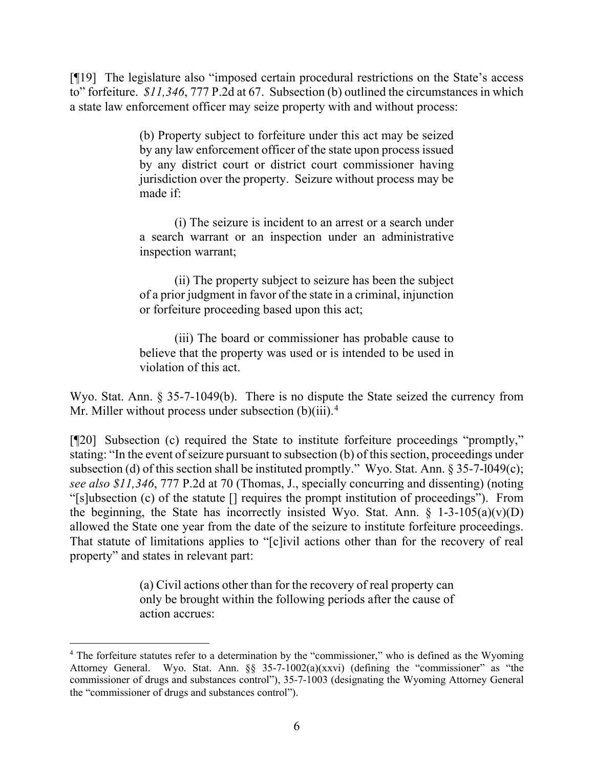[¶19] The legislature also "imposed certain procedural restrictions on the State's access to" forfeiture. *$11,346*, 777 P.2d at 67. Subsection (b) outlined the circumstances in which a state law enforcement officer may seize property with and without process:

> (b) Property subject to forfeiture under this act may be seized by any law enforcement officer of the state upon process issued by any district court or district court commissioner having jurisdiction over the property. Seizure without process may be made if:
>
> (i) The seizure is incident to an arrest or a search under a search warrant or an inspection under an administrative inspection warrant;
>
> (ii) The property subject to seizure has been the subject of a prior judgment in favor of the state in a criminal, injunction or forfeiture proceeding based upon this act;
>
> (iii) The board or commissioner has probable cause to believe that the property was used or is intended to be used in violation of this act.

Wyo. Stat. Ann. § 35-7-1049(b). There is no dispute the State seized the currency from Mr. Miller without process under subsection (b)(iii).[4]

[¶20] Subsection (c) required the State to institute forfeiture proceedings "promptly," stating: "In the event of seizure pursuant to subsection (b) of this section, proceedings under subsection (d) of this section shall be instituted promptly." Wyo. Stat. Ann. § 35-7-l049(c); *see also $11,346*, 777 P.2d at 70 (Thomas, J., specially concurring and dissenting) (noting "[s]ubsection (c) of the statute [] requires the prompt institution of proceedings"). From the beginning, the State has incorrectly insisted Wyo. Stat. Ann. § 1-3-105(a)(v)(D) allowed the State one year from the date of the seizure to institute forfeiture proceedings. That statute of limitations applies to "[c]ivil actions other than for the recovery of real property" and states in relevant part:

> (a) Civil actions other than for the recovery of real property can only be brought within the following periods after the cause of action accrues:

[4] The forfeiture statutes refer to a determination by the "commissioner," who is defined as the Wyoming Attorney General. Wyo. Stat. Ann. §§ 35-7-1002(a)(xxvi) (defining the "commissioner" as "the commissioner of drugs and substances control"), 35-7-1003 (designating the Wyoming Attorney General the "commissioner of drugs and substances control").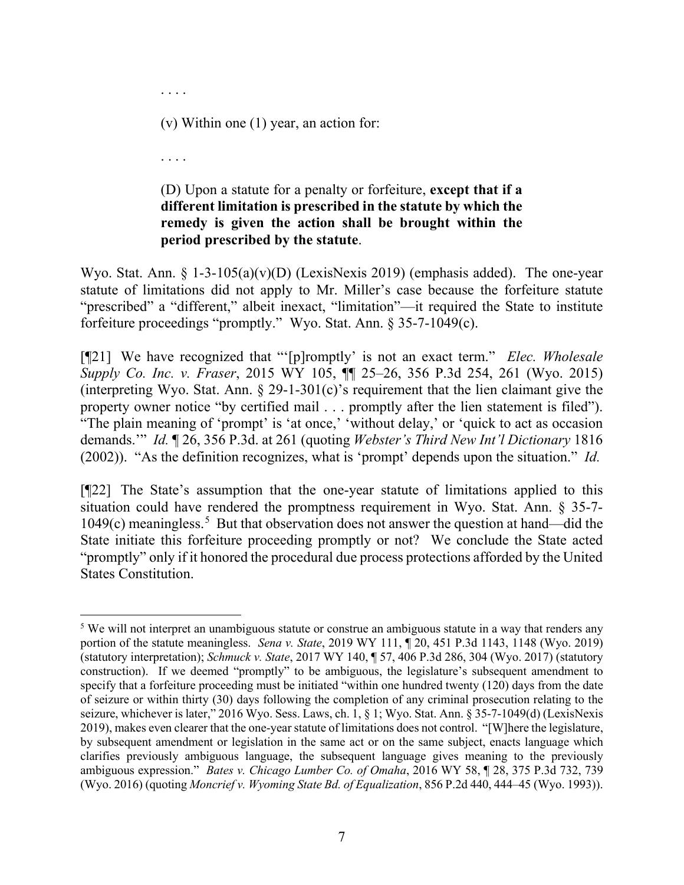. . . .

(v) Within one (1) year, an action for:

. . . .

(D) Upon a statute for a penalty or forfeiture, **except that if a different limitation is prescribed in the statute by which the remedy is given the action shall be brought within the period prescribed by the statute**.

Wyo. Stat. Ann. § 1-3-105(a)(v)(D) (LexisNexis 2019) (emphasis added). The one-year statute of limitations did not apply to Mr. Miller's case because the forfeiture statute "prescribed" a "different," albeit inexact, "limitation"—it required the State to institute forfeiture proceedings "promptly." Wyo. Stat. Ann. § 35-7-1049(c).

[¶21] We have recognized that "'[p]romptly' is not an exact term." *Elec. Wholesale Supply Co. Inc. v. Fraser*, 2015 WY 105, ¶¶ 25–26, 356 P.3d 254, 261 (Wyo. 2015) (interpreting Wyo. Stat. Ann. § 29-1-301(c)'s requirement that the lien claimant give the property owner notice "by certified mail . . . promptly after the lien statement is filed"). "The plain meaning of 'prompt' is 'at once,' 'without delay,' or 'quick to act as occasion demands.'" *Id.* ¶ 26, 356 P.3d. at 261 (quoting *Webster's Third New Int'l Dictionary* 1816 (2002)). "As the definition recognizes, what is 'prompt' depends upon the situation." *Id.*

[¶22] The State's assumption that the one-year statute of limitations applied to this situation could have rendered the promptness requirement in Wyo. Stat. Ann. § 35-7-1049(c) meaningless.[5] But that observation does not answer the question at hand—did the State initiate this forfeiture proceeding promptly or not? We conclude the State acted "promptly" only if it honored the procedural due process protections afforded by the United States Constitution.

---

[5] We will not interpret an unambiguous statute or construe an ambiguous statute in a way that renders any portion of the statute meaningless. *Sena v. State*, 2019 WY 111, ¶ 20, 451 P.3d 1143, 1148 (Wyo. 2019) (statutory interpretation); *Schmuck v. State*, 2017 WY 140, ¶ 57, 406 P.3d 286, 304 (Wyo. 2017) (statutory construction). If we deemed "promptly" to be ambiguous, the legislature's subsequent amendment to specify that a forfeiture proceeding must be initiated "within one hundred twenty (120) days from the date of seizure or within thirty (30) days following the completion of any criminal prosecution relating to the seizure, whichever is later," 2016 Wyo. Sess. Laws, ch. 1, § 1; Wyo. Stat. Ann. § 35-7-1049(d) (LexisNexis 2019), makes even clearer that the one-year statute of limitations does not control. "[W]here the legislature, by subsequent amendment or legislation in the same act or on the same subject, enacts language which clarifies previously ambiguous language, the subsequent language gives meaning to the previously ambiguous expression." *Bates v. Chicago Lumber Co. of Omaha*, 2016 WY 58, ¶ 28, 375 P.3d 732, 739 (Wyo. 2016) (quoting *Moncrief v. Wyoming State Bd. of Equalization*, 856 P.2d 440, 444–45 (Wyo. 1993)).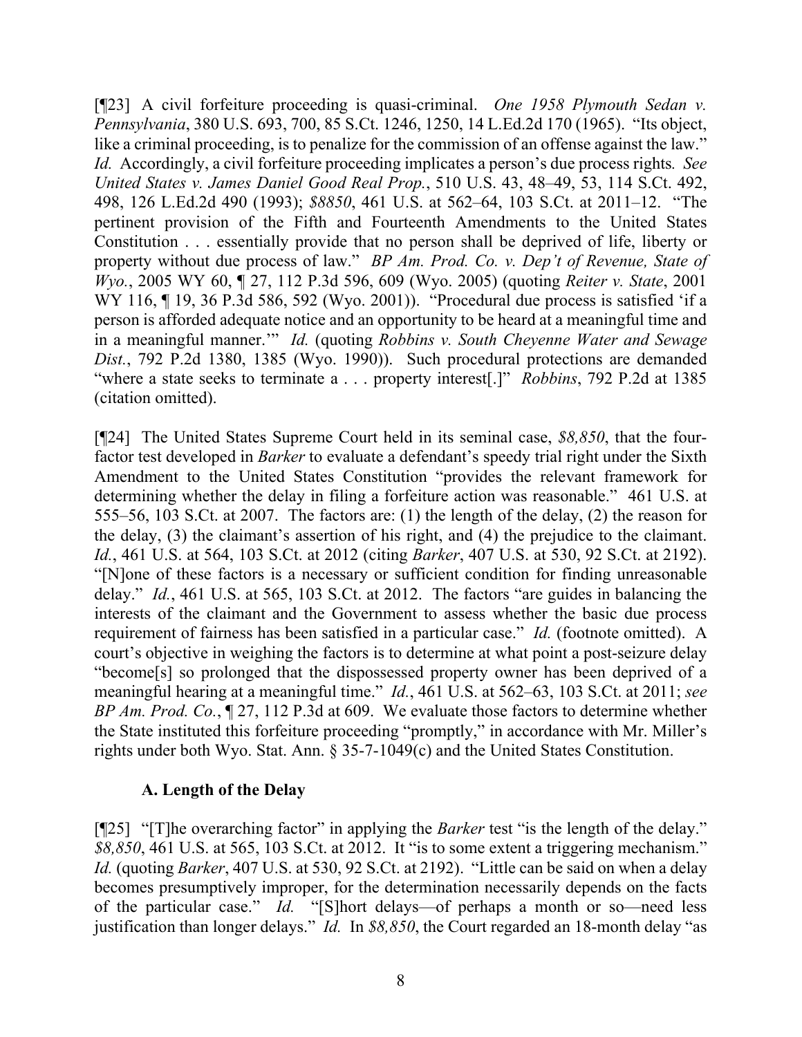[¶23] A civil forfeiture proceeding is quasi-criminal. *One 1958 Plymouth Sedan v. Pennsylvania*, 380 U.S. 693, 700, 85 S.Ct. 1246, 1250, 14 L.Ed.2d 170 (1965). "Its object, like a criminal proceeding, is to penalize for the commission of an offense against the law." *Id.* Accordingly, a civil forfeiture proceeding implicates a person's due process rights. *See United States v. James Daniel Good Real Prop.*, 510 U.S. 43, 48–49, 53, 114 S.Ct. 492, 498, 126 L.Ed.2d 490 (1993); *$8850*, 461 U.S. at 562–64, 103 S.Ct. at 2011–12. "The pertinent provision of the Fifth and Fourteenth Amendments to the United States Constitution . . . essentially provide that no person shall be deprived of life, liberty or property without due process of law." *BP Am. Prod. Co. v. Dep't of Revenue, State of Wyo.*, 2005 WY 60, ¶ 27, 112 P.3d 596, 609 (Wyo. 2005) (quoting *Reiter v. State*, 2001 WY 116, ¶ 19, 36 P.3d 586, 592 (Wyo. 2001)). "Procedural due process is satisfied 'if a person is afforded adequate notice and an opportunity to be heard at a meaningful time and in a meaningful manner.'" *Id.* (quoting *Robbins v. South Cheyenne Water and Sewage Dist.*, 792 P.2d 1380, 1385 (Wyo. 1990)). Such procedural protections are demanded "where a state seeks to terminate a . . . property interest[.]" *Robbins*, 792 P.2d at 1385 (citation omitted).

[¶24] The United States Supreme Court held in its seminal case, *$8,850*, that the four-factor test developed in *Barker* to evaluate a defendant's speedy trial right under the Sixth Amendment to the United States Constitution "provides the relevant framework for determining whether the delay in filing a forfeiture action was reasonable." 461 U.S. at 555–56, 103 S.Ct. at 2007. The factors are: (1) the length of the delay, (2) the reason for the delay, (3) the claimant's assertion of his right, and (4) the prejudice to the claimant. *Id.*, 461 U.S. at 564, 103 S.Ct. at 2012 (citing *Barker*, 407 U.S. at 530, 92 S.Ct. at 2192). "[N]one of these factors is a necessary or sufficient condition for finding unreasonable delay." *Id.*, 461 U.S. at 565, 103 S.Ct. at 2012. The factors "are guides in balancing the interests of the claimant and the Government to assess whether the basic due process requirement of fairness has been satisfied in a particular case." *Id.* (footnote omitted). A court's objective in weighing the factors is to determine at what point a post-seizure delay "become[s] so prolonged that the dispossessed property owner has been deprived of a meaningful hearing at a meaningful time." *Id.*, 461 U.S. at 562–63, 103 S.Ct. at 2011; *see BP Am. Prod. Co.*, ¶ 27, 112 P.3d at 609. We evaluate those factors to determine whether the State instituted this forfeiture proceeding "promptly," in accordance with Mr. Miller's rights under both Wyo. Stat. Ann. § 35-7-1049(c) and the United States Constitution.

### A. Length of the Delay

[¶25] "[T]he overarching factor" in applying the *Barker* test "is the length of the delay." *$8,850*, 461 U.S. at 565, 103 S.Ct. at 2012. It "is to some extent a triggering mechanism." *Id.* (quoting *Barker*, 407 U.S. at 530, 92 S.Ct. at 2192). "Little can be said on when a delay becomes presumptively improper, for the determination necessarily depends on the facts of the particular case." *Id.* "[S]hort delays—of perhaps a month or so—need less justification than longer delays." *Id.* In *$8,850*, the Court regarded an 18-month delay "as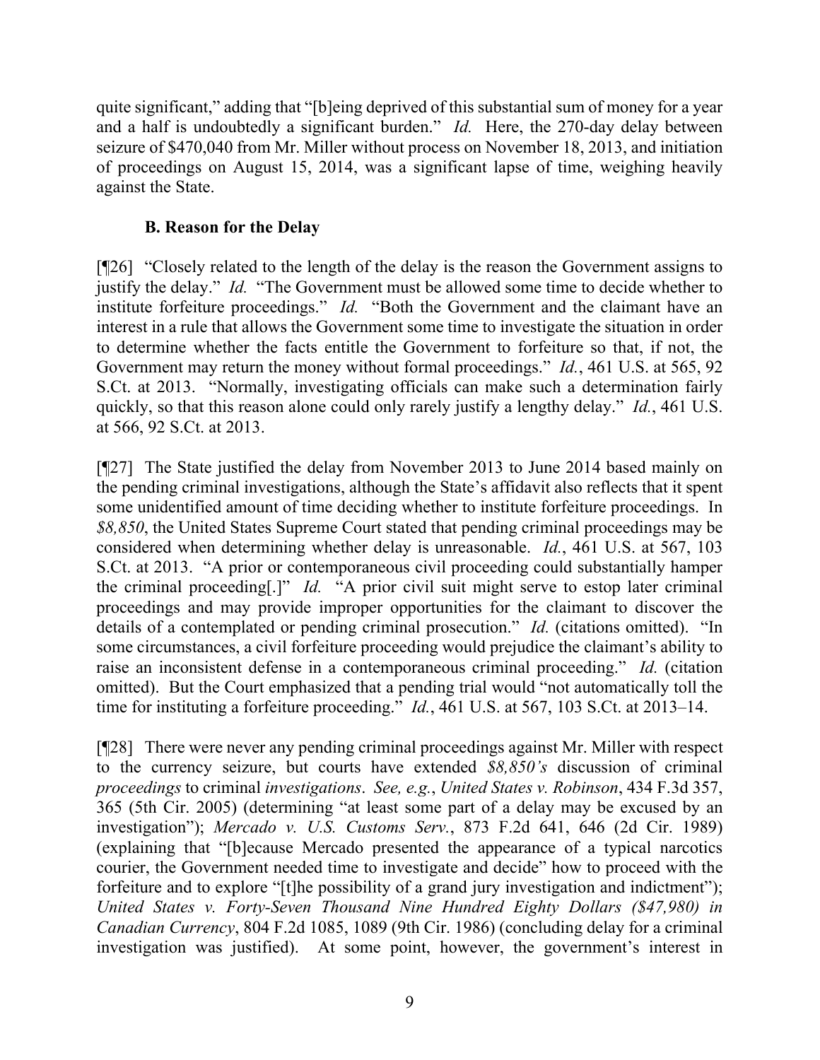quite significant," adding that "[b]eing deprived of this substantial sum of money for a year and a half is undoubtedly a significant burden." *Id.* Here, the 270-day delay between seizure of $470,040 from Mr. Miller without process on November 18, 2013, and initiation of proceedings on August 15, 2014, was a significant lapse of time, weighing heavily against the State.

### B. Reason for the Delay

[¶26] "Closely related to the length of the delay is the reason the Government assigns to justify the delay." *Id.* "The Government must be allowed some time to decide whether to institute forfeiture proceedings." *Id.* "Both the Government and the claimant have an interest in a rule that allows the Government some time to investigate the situation in order to determine whether the facts entitle the Government to forfeiture so that, if not, the Government may return the money without formal proceedings." *Id.*, 461 U.S. at 565, 92 S.Ct. at 2013. "Normally, investigating officials can make such a determination fairly quickly, so that this reason alone could only rarely justify a lengthy delay." *Id.*, 461 U.S. at 566, 92 S.Ct. at 2013.

[¶27] The State justified the delay from November 2013 to June 2014 based mainly on the pending criminal investigations, although the State's affidavit also reflects that it spent some unidentified amount of time deciding whether to institute forfeiture proceedings. In *$8,850*, the United States Supreme Court stated that pending criminal proceedings may be considered when determining whether delay is unreasonable. *Id.*, 461 U.S. at 567, 103 S.Ct. at 2013. "A prior or contemporaneous civil proceeding could substantially hamper the criminal proceeding[.]" *Id.* "A prior civil suit might serve to estop later criminal proceedings and may provide improper opportunities for the claimant to discover the details of a contemplated or pending criminal prosecution." *Id.* (citations omitted). "In some circumstances, a civil forfeiture proceeding would prejudice the claimant's ability to raise an inconsistent defense in a contemporaneous criminal proceeding." *Id.* (citation omitted). But the Court emphasized that a pending trial would "not automatically toll the time for instituting a forfeiture proceeding." *Id.*, 461 U.S. at 567, 103 S.Ct. at 2013–14.

[¶28] There were never any pending criminal proceedings against Mr. Miller with respect to the currency seizure, but courts have extended *$8,850's* discussion of criminal *proceedings* to criminal *investigations*. *See, e.g.*, *United States v. Robinson*, 434 F.3d 357, 365 (5th Cir. 2005) (determining "at least some part of a delay may be excused by an investigation"); *Mercado v. U.S. Customs Serv.*, 873 F.2d 641, 646 (2d Cir. 1989) (explaining that "[b]ecause Mercado presented the appearance of a typical narcotics courier, the Government needed time to investigate and decide" how to proceed with the forfeiture and to explore "[t]he possibility of a grand jury investigation and indictment"); *United States v. Forty-Seven Thousand Nine Hundred Eighty Dollars ($47,980) in Canadian Currency*, 804 F.2d 1085, 1089 (9th Cir. 1986) (concluding delay for a criminal investigation was justified). At some point, however, the government's interest in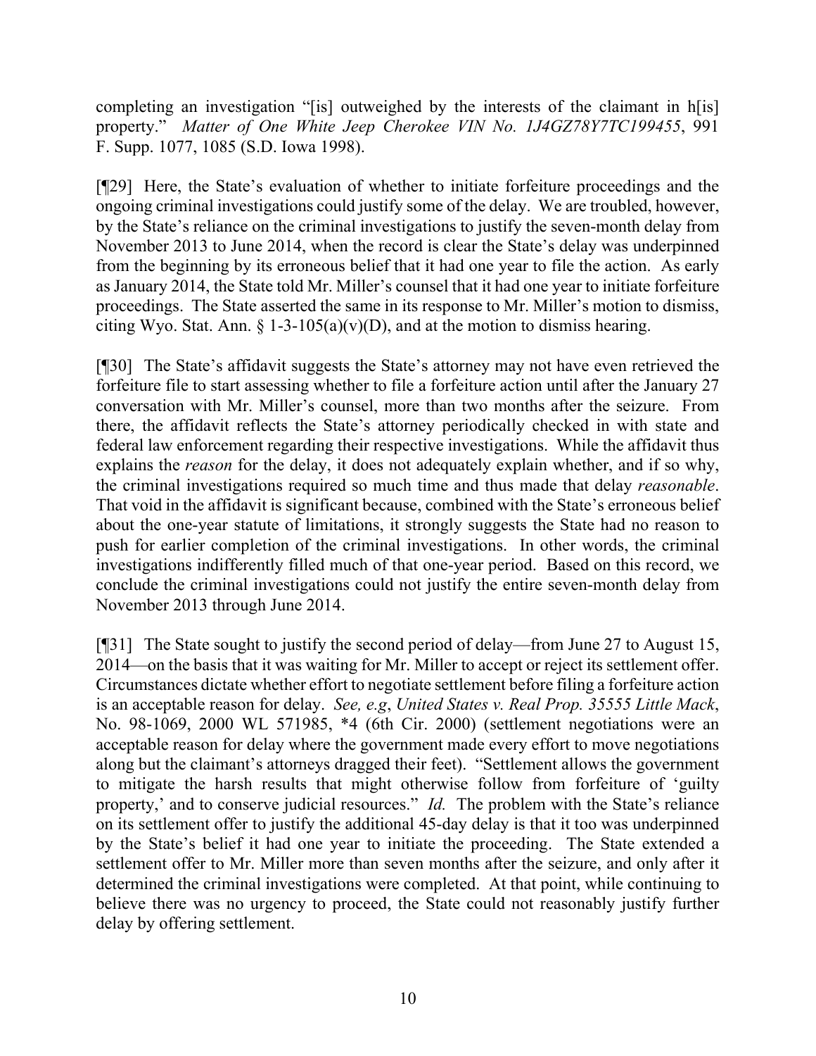completing an investigation "[is] outweighed by the interests of the claimant in h[is] property." *Matter of One White Jeep Cherokee VIN No. 1J4GZ78Y7TC199455*, 991 F. Supp. 1077, 1085 (S.D. Iowa 1998).

[¶29] Here, the State's evaluation of whether to initiate forfeiture proceedings and the ongoing criminal investigations could justify some of the delay. We are troubled, however, by the State's reliance on the criminal investigations to justify the seven-month delay from November 2013 to June 2014, when the record is clear the State's delay was underpinned from the beginning by its erroneous belief that it had one year to file the action. As early as January 2014, the State told Mr. Miller's counsel that it had one year to initiate forfeiture proceedings. The State asserted the same in its response to Mr. Miller's motion to dismiss, citing Wyo. Stat. Ann. § 1-3-105(a)(v)(D), and at the motion to dismiss hearing.

[¶30] The State's affidavit suggests the State's attorney may not have even retrieved the forfeiture file to start assessing whether to file a forfeiture action until after the January 27 conversation with Mr. Miller's counsel, more than two months after the seizure. From there, the affidavit reflects the State's attorney periodically checked in with state and federal law enforcement regarding their respective investigations. While the affidavit thus explains the *reason* for the delay, it does not adequately explain whether, and if so why, the criminal investigations required so much time and thus made that delay *reasonable*. That void in the affidavit is significant because, combined with the State's erroneous belief about the one-year statute of limitations, it strongly suggests the State had no reason to push for earlier completion of the criminal investigations. In other words, the criminal investigations indifferently filled much of that one-year period. Based on this record, we conclude the criminal investigations could not justify the entire seven-month delay from November 2013 through June 2014.

[¶31] The State sought to justify the second period of delay—from June 27 to August 15, 2014—on the basis that it was waiting for Mr. Miller to accept or reject its settlement offer. Circumstances dictate whether effort to negotiate settlement before filing a forfeiture action is an acceptable reason for delay. *See, e.g*, *United States v. Real Prop. 35555 Little Mack*, No. 98-1069, 2000 WL 571985, *4 (6th Cir. 2000) (settlement negotiations were an acceptable reason for delay where the government made every effort to move negotiations along but the claimant's attorneys dragged their feet). "Settlement allows the government to mitigate the harsh results that might otherwise follow from forfeiture of 'guilty property,' and to conserve judicial resources." *Id.* The problem with the State's reliance on its settlement offer to justify the additional 45-day delay is that it too was underpinned by the State's belief it had one year to initiate the proceeding. The State extended a settlement offer to Mr. Miller more than seven months after the seizure, and only after it determined the criminal investigations were completed. At that point, while continuing to believe there was no urgency to proceed, the State could not reasonably justify further delay by offering settlement.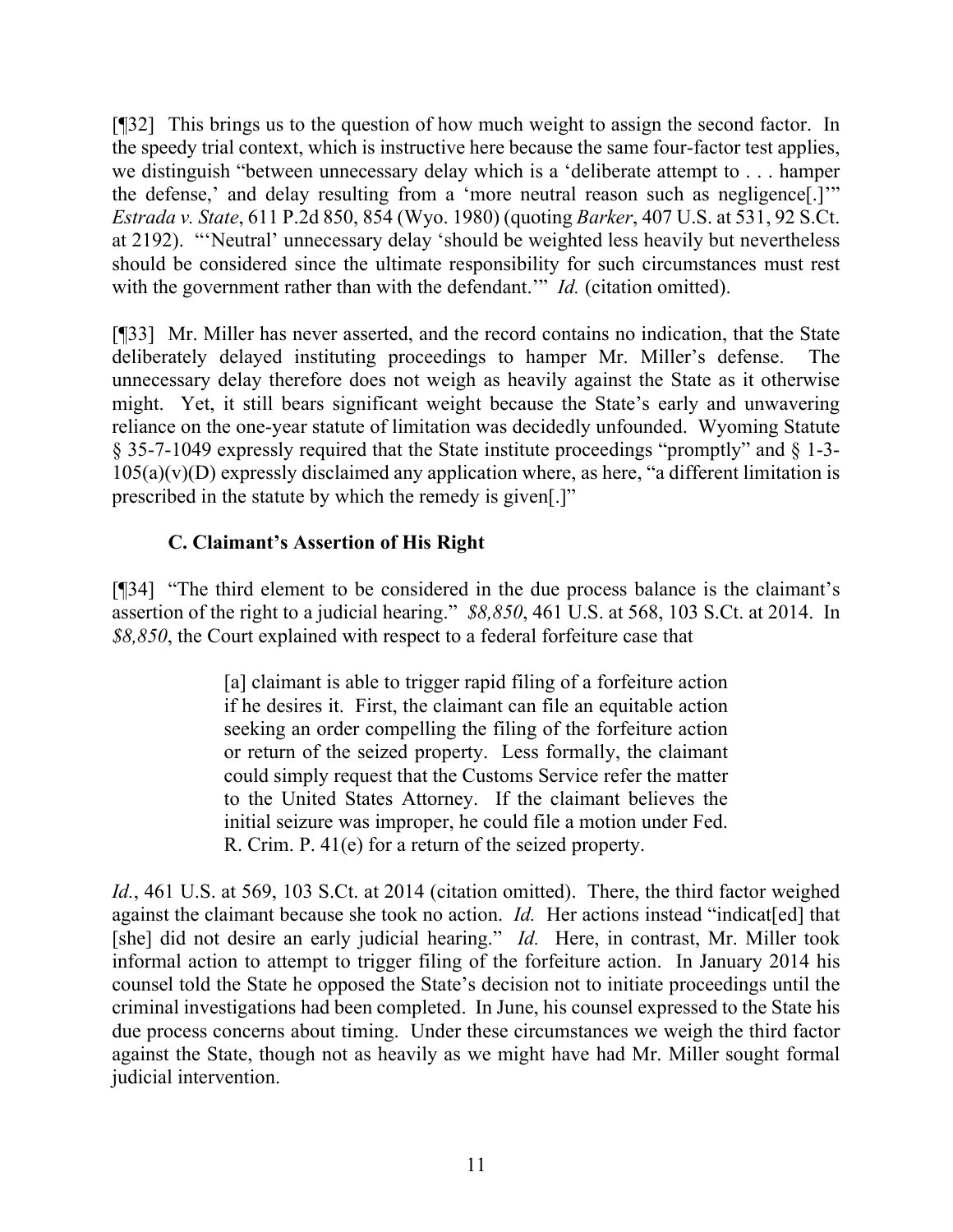[¶32] This brings us to the question of how much weight to assign the second factor. In the speedy trial context, which is instructive here because the same four-factor test applies, we distinguish "between unnecessary delay which is a 'deliberate attempt to . . . hamper the defense,' and delay resulting from a 'more neutral reason such as negligence[.]'" *Estrada v. State*, 611 P.2d 850, 854 (Wyo. 1980) (quoting *Barker*, 407 U.S. at 531, 92 S.Ct. at 2192). "'Neutral' unnecessary delay 'should be weighted less heavily but nevertheless should be considered since the ultimate responsibility for such circumstances must rest with the government rather than with the defendant.'" *Id.* (citation omitted).

[¶33] Mr. Miller has never asserted, and the record contains no indication, that the State deliberately delayed instituting proceedings to hamper Mr. Miller's defense. The unnecessary delay therefore does not weigh as heavily against the State as it otherwise might. Yet, it still bears significant weight because the State's early and unwavering reliance on the one-year statute of limitation was decidedly unfounded. Wyoming Statute § 35-7-1049 expressly required that the State institute proceedings "promptly" and § 1-3-105(a)(v)(D) expressly disclaimed any application where, as here, "a different limitation is prescribed in the statute by which the remedy is given[.]"

### C. Claimant's Assertion of His Right

[¶34] "The third element to be considered in the due process balance is the claimant's assertion of the right to a judicial hearing." *$8,850*, 461 U.S. at 568, 103 S.Ct. at 2014. In *$8,850*, the Court explained with respect to a federal forfeiture case that

> [a] claimant is able to trigger rapid filing of a forfeiture action if he desires it. First, the claimant can file an equitable action seeking an order compelling the filing of the forfeiture action or return of the seized property. Less formally, the claimant could simply request that the Customs Service refer the matter to the United States Attorney. If the claimant believes the initial seizure was improper, he could file a motion under Fed. R. Crim. P. 41(e) for a return of the seized property.

*Id.*, 461 U.S. at 569, 103 S.Ct. at 2014 (citation omitted). There, the third factor weighed against the claimant because she took no action. *Id.* Her actions instead "indicat[ed] that [she] did not desire an early judicial hearing." *Id.* Here, in contrast, Mr. Miller took informal action to attempt to trigger filing of the forfeiture action. In January 2014 his counsel told the State he opposed the State's decision not to initiate proceedings until the criminal investigations had been completed. In June, his counsel expressed to the State his due process concerns about timing. Under these circumstances we weigh the third factor against the State, though not as heavily as we might have had Mr. Miller sought formal judicial intervention.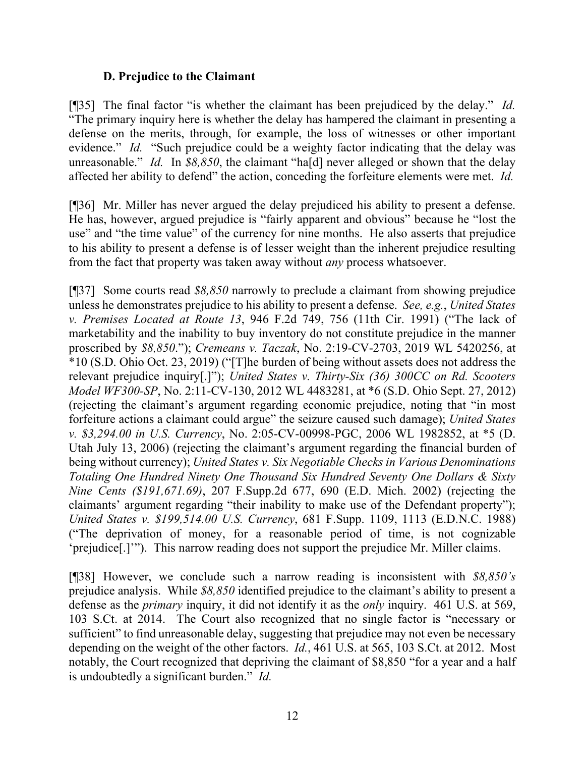### D. Prejudice to the Claimant

[¶35] The final factor "is whether the claimant has been prejudiced by the delay." *Id.* "The primary inquiry here is whether the delay has hampered the claimant in presenting a defense on the merits, through, for example, the loss of witnesses or other important evidence." *Id.* "Such prejudice could be a weighty factor indicating that the delay was unreasonable." *Id.* In *$8,850*, the claimant "ha[d] never alleged or shown that the delay affected her ability to defend" the action, conceding the forfeiture elements were met. *Id.*

[¶36] Mr. Miller has never argued the delay prejudiced his ability to present a defense. He has, however, argued prejudice is "fairly apparent and obvious" because he "lost the use" and "the time value" of the currency for nine months. He also asserts that prejudice to his ability to present a defense is of lesser weight than the inherent prejudice resulting from the fact that property was taken away without *any* process whatsoever.

[¶37] Some courts read *$8,850* narrowly to preclude a claimant from showing prejudice unless he demonstrates prejudice to his ability to present a defense. *See, e.g.*, *United States v. Premises Located at Route 13*, 946 F.2d 749, 756 (11th Cir. 1991) ("The lack of marketability and the inability to buy inventory do not constitute prejudice in the manner proscribed by *$8,850*."); *Cremeans v. Taczak*, No. 2:19-CV-2703, 2019 WL 5420256, at *10 (S.D. Ohio Oct. 23, 2019) ("[T]he burden of being without assets does not address the relevant prejudice inquiry[.]"); *United States v. Thirty-Six (36) 300CC on Rd. Scooters Model WF300-SP*, No. 2:11-CV-130, 2012 WL 4483281, at *6 (S.D. Ohio Sept. 27, 2012) (rejecting the claimant's argument regarding economic prejudice, noting that "in most forfeiture actions a claimant could argue" the seizure caused such damage); *United States v. $3,294.00 in U.S. Currency*, No. 2:05-CV-00998-PGC, 2006 WL 1982852, at *5 (D. Utah July 13, 2006) (rejecting the claimant's argument regarding the financial burden of being without currency); *United States v. Six Negotiable Checks in Various Denominations Totaling One Hundred Ninety One Thousand Six Hundred Seventy One Dollars & Sixty Nine Cents ($191,671.69)*, 207 F.Supp.2d 677, 690 (E.D. Mich. 2002) (rejecting the claimants' argument regarding "their inability to make use of the Defendant property"); *United States v. $199,514.00 U.S. Currency*, 681 F.Supp. 1109, 1113 (E.D.N.C. 1988) ("The deprivation of money, for a reasonable period of time, is not cognizable 'prejudice[.]'"). This narrow reading does not support the prejudice Mr. Miller claims.

[¶38] However, we conclude such a narrow reading is inconsistent with *$8,850's* prejudice analysis. While *$8,850* identified prejudice to the claimant's ability to present a defense as the *primary* inquiry, it did not identify it as the *only* inquiry. 461 U.S. at 569, 103 S.Ct. at 2014. The Court also recognized that no single factor is "necessary or sufficient" to find unreasonable delay, suggesting that prejudice may not even be necessary depending on the weight of the other factors. *Id.*, 461 U.S. at 565, 103 S.Ct. at 2012. Most notably, the Court recognized that depriving the claimant of $8,850 "for a year and a half is undoubtedly a significant burden." *Id.*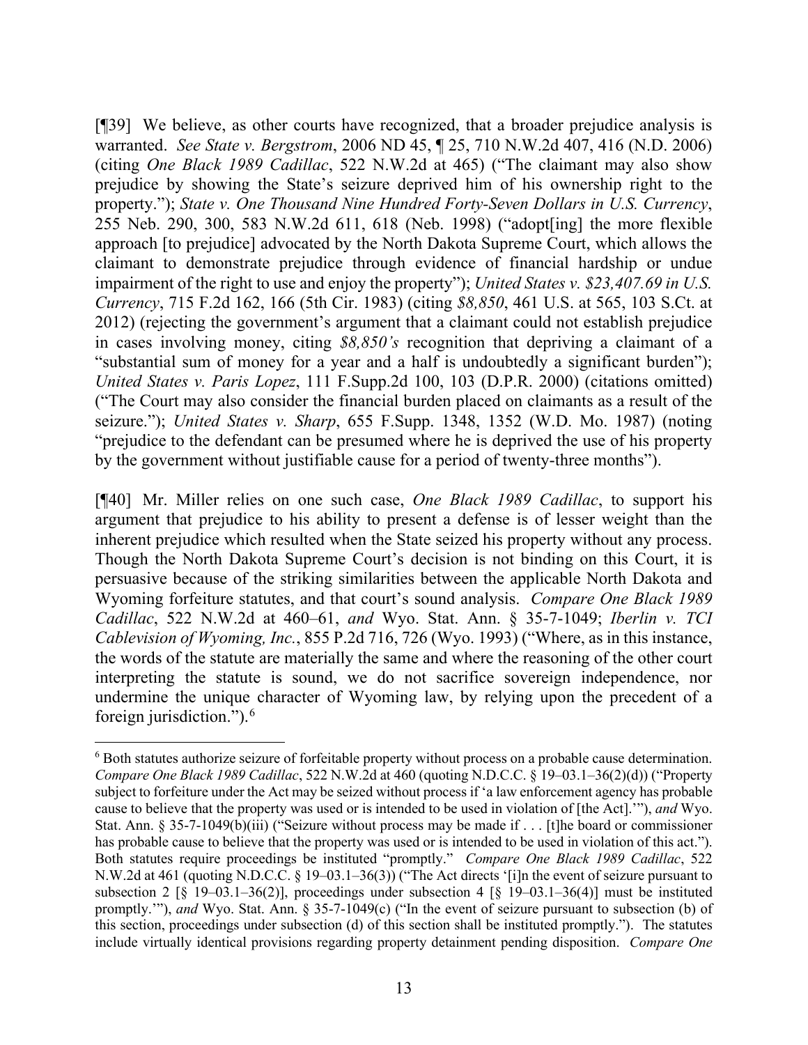[¶39] We believe, as other courts have recognized, that a broader prejudice analysis is warranted. *See State v. Bergstrom*, 2006 ND 45, ¶ 25, 710 N.W.2d 407, 416 (N.D. 2006) (citing *One Black 1989 Cadillac*, 522 N.W.2d at 465) ("The claimant may also show prejudice by showing the State's seizure deprived him of his ownership right to the property."); *State v. One Thousand Nine Hundred Forty-Seven Dollars in U.S. Currency*, 255 Neb. 290, 300, 583 N.W.2d 611, 618 (Neb. 1998) ("adopt[ing] the more flexible approach [to prejudice] advocated by the North Dakota Supreme Court, which allows the claimant to demonstrate prejudice through evidence of financial hardship or undue impairment of the right to use and enjoy the property"); *United States v. $23,407.69 in U.S. Currency*, 715 F.2d 162, 166 (5th Cir. 1983) (citing *$8,850*, 461 U.S. at 565, 103 S.Ct. at 2012) (rejecting the government's argument that a claimant could not establish prejudice in cases involving money, citing *$8,850's* recognition that depriving a claimant of a "substantial sum of money for a year and a half is undoubtedly a significant burden"); *United States v. Paris Lopez*, 111 F.Supp.2d 100, 103 (D.P.R. 2000) (citations omitted) ("The Court may also consider the financial burden placed on claimants as a result of the seizure."); *United States v. Sharp*, 655 F.Supp. 1348, 1352 (W.D. Mo. 1987) (noting "prejudice to the defendant can be presumed where he is deprived the use of his property by the government without justifiable cause for a period of twenty-three months").

[¶40] Mr. Miller relies on one such case, *One Black 1989 Cadillac*, to support his argument that prejudice to his ability to present a defense is of lesser weight than the inherent prejudice which resulted when the State seized his property without any process. Though the North Dakota Supreme Court's decision is not binding on this Court, it is persuasive because of the striking similarities between the applicable North Dakota and Wyoming forfeiture statutes, and that court's sound analysis. *Compare One Black 1989 Cadillac*, 522 N.W.2d at 460–61, *and* Wyo. Stat. Ann. § 35-7-1049; *Iberlin v. TCI Cablevision of Wyoming, Inc.*, 855 P.2d 716, 726 (Wyo. 1993) ("Where, as in this instance, the words of the statute are materially the same and where the reasoning of the other court interpreting the statute is sound, we do not sacrifice sovereign independence, nor undermine the unique character of Wyoming law, by relying upon the precedent of a foreign jurisdiction.").[6]

---

[6] Both statutes authorize seizure of forfeitable property without process on a probable cause determination. *Compare One Black 1989 Cadillac*, 522 N.W.2d at 460 (quoting N.D.C.C. § 19–03.1–36(2)(d)) ("Property subject to forfeiture under the Act may be seized without process if 'a law enforcement agency has probable cause to believe that the property was used or is intended to be used in violation of [the Act].'"), *and* Wyo. Stat. Ann. § 35-7-1049(b)(iii) ("Seizure without process may be made if . . . [t]he board or commissioner has probable cause to believe that the property was used or is intended to be used in violation of this act."). Both statutes require proceedings be instituted "promptly." *Compare One Black 1989 Cadillac*, 522 N.W.2d at 461 (quoting N.D.C.C. § 19–03.1–36(3)) ("The Act directs '[i]n the event of seizure pursuant to subsection 2 [§ 19–03.1–36(2)], proceedings under subsection 4 [§ 19–03.1–36(4)] must be instituted promptly.'"), *and* Wyo. Stat. Ann. § 35-7-1049(c) ("In the event of seizure pursuant to subsection (b) of this section, proceedings under subsection (d) of this section shall be instituted promptly."). The statutes include virtually identical provisions regarding property detainment pending disposition. *Compare One*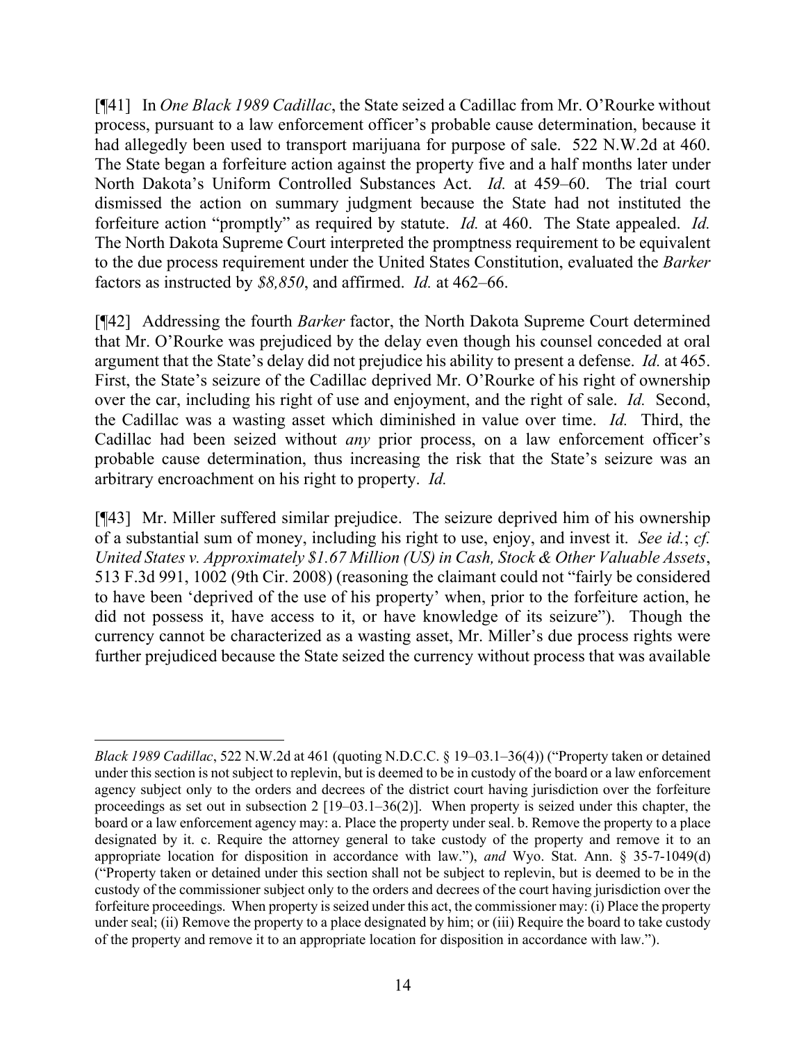[¶41] In *One Black 1989 Cadillac*, the State seized a Cadillac from Mr. O'Rourke without process, pursuant to a law enforcement officer's probable cause determination, because it had allegedly been used to transport marijuana for purpose of sale. 522 N.W.2d at 460. The State began a forfeiture action against the property five and a half months later under North Dakota's Uniform Controlled Substances Act. *Id.* at 459–60. The trial court dismissed the action on summary judgment because the State had not instituted the forfeiture action "promptly" as required by statute. *Id.* at 460. The State appealed. *Id.* The North Dakota Supreme Court interpreted the promptness requirement to be equivalent to the due process requirement under the United States Constitution, evaluated the *Barker* factors as instructed by *$8,850*, and affirmed. *Id.* at 462–66.

[¶42] Addressing the fourth *Barker* factor, the North Dakota Supreme Court determined that Mr. O'Rourke was prejudiced by the delay even though his counsel conceded at oral argument that the State's delay did not prejudice his ability to present a defense. *Id.* at 465. First, the State's seizure of the Cadillac deprived Mr. O'Rourke of his right of ownership over the car, including his right of use and enjoyment, and the right of sale. *Id.* Second, the Cadillac was a wasting asset which diminished in value over time. *Id.* Third, the Cadillac had been seized without *any* prior process, on a law enforcement officer's probable cause determination, thus increasing the risk that the State's seizure was an arbitrary encroachment on his right to property. *Id.*

[¶43] Mr. Miller suffered similar prejudice. The seizure deprived him of his ownership of a substantial sum of money, including his right to use, enjoy, and invest it. *See id.*; *cf. United States v. Approximately $1.67 Million (US) in Cash, Stock & Other Valuable Assets*, 513 F.3d 991, 1002 (9th Cir. 2008) (reasoning the claimant could not "fairly be considered to have been 'deprived of the use of his property' when, prior to the forfeiture action, he did not possess it, have access to it, or have knowledge of its seizure"). Though the currency cannot be characterized as a wasting asset, Mr. Miller's due process rights were further prejudiced because the State seized the currency without process that was available

*Black 1989 Cadillac*, 522 N.W.2d at 461 (quoting N.D.C.C. § 19–03.1–36(4)) ("Property taken or detained under this section is not subject to replevin, but is deemed to be in custody of the board or a law enforcement agency subject only to the orders and decrees of the district court having jurisdiction over the forfeiture proceedings as set out in subsection 2 [19–03.1–36(2)]. When property is seized under this chapter, the board or a law enforcement agency may: a. Place the property under seal. b. Remove the property to a place designated by it. c. Require the attorney general to take custody of the property and remove it to an appropriate location for disposition in accordance with law."), *and* Wyo. Stat. Ann. § 35-7-1049(d) ("Property taken or detained under this section shall not be subject to replevin, but is deemed to be in the custody of the commissioner subject only to the orders and decrees of the court having jurisdiction over the forfeiture proceedings. When property is seized under this act, the commissioner may: (i) Place the property under seal; (ii) Remove the property to a place designated by him; or (iii) Require the board to take custody of the property and remove it to an appropriate location for disposition in accordance with law.").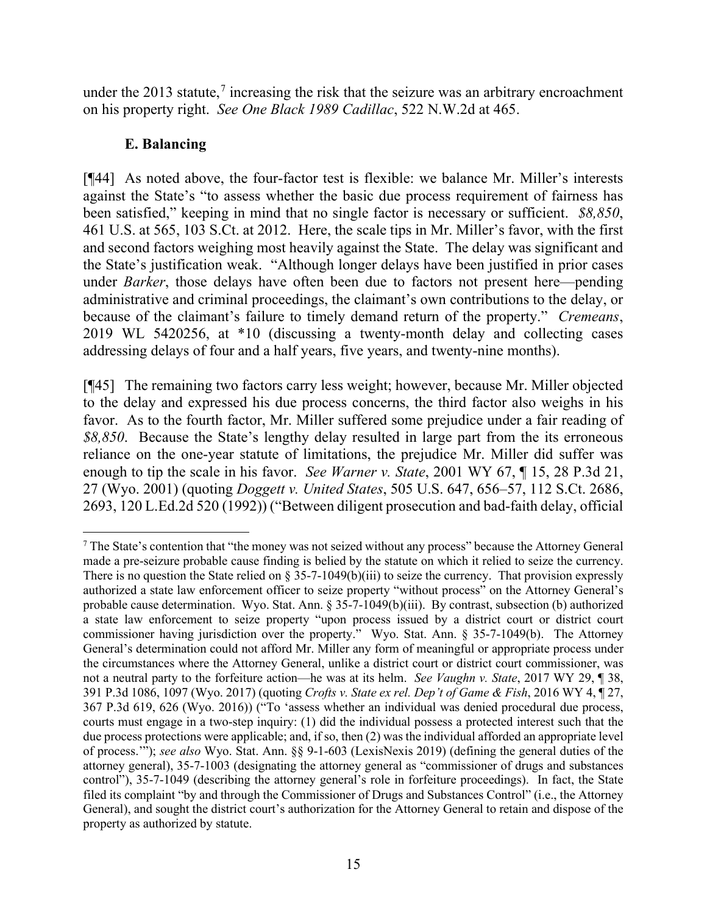under the 2013 statute,[7] increasing the risk that the seizure was an arbitrary encroachment on his property right. *See One Black 1989 Cadillac*, 522 N.W.2d at 465.

### E. Balancing

[¶44] As noted above, the four-factor test is flexible: we balance Mr. Miller's interests against the State's "to assess whether the basic due process requirement of fairness has been satisfied," keeping in mind that no single factor is necessary or sufficient. *$8,850*, 461 U.S. at 565, 103 S.Ct. at 2012. Here, the scale tips in Mr. Miller's favor, with the first and second factors weighing most heavily against the State. The delay was significant and the State's justification weak. "Although longer delays have been justified in prior cases under *Barker*, those delays have often been due to factors not present here—pending administrative and criminal proceedings, the claimant's own contributions to the delay, or because of the claimant's failure to timely demand return of the property." *Cremeans*, 2019 WL 5420256, at *10 (discussing a twenty-month delay and collecting cases addressing delays of four and a half years, five years, and twenty-nine months).

[¶45] The remaining two factors carry less weight; however, because Mr. Miller objected to the delay and expressed his due process concerns, the third factor also weighs in his favor. As to the fourth factor, Mr. Miller suffered some prejudice under a fair reading of *$8,850*. Because the State's lengthy delay resulted in large part from the its erroneous reliance on the one-year statute of limitations, the prejudice Mr. Miller did suffer was enough to tip the scale in his favor. *See Warner v. State*, 2001 WY 67, ¶ 15, 28 P.3d 21, 27 (Wyo. 2001) (quoting *Doggett v. United States*, 505 U.S. 647, 656–57, 112 S.Ct. 2686, 2693, 120 L.Ed.2d 520 (1992)) ("Between diligent prosecution and bad-faith delay, official

---

[7] The State's contention that "the money was not seized without any process" because the Attorney General made a pre-seizure probable cause finding is belied by the statute on which it relied to seize the currency. There is no question the State relied on § 35-7-1049(b)(iii) to seize the currency. That provision expressly authorized a state law enforcement officer to seize property "without process" on the Attorney General's probable cause determination. Wyo. Stat. Ann. § 35-7-1049(b)(iii). By contrast, subsection (b) authorized a state law enforcement to seize property "upon process issued by a district court or district court commissioner having jurisdiction over the property." Wyo. Stat. Ann. § 35-7-1049(b). The Attorney General's determination could not afford Mr. Miller any form of meaningful or appropriate process under the circumstances where the Attorney General, unlike a district court or district court commissioner, was not a neutral party to the forfeiture action—he was at its helm. *See Vaughn v. State*, 2017 WY 29, ¶ 38, 391 P.3d 1086, 1097 (Wyo. 2017) (quoting *Crofts v. State ex rel. Dep't of Game & Fish*, 2016 WY 4, ¶ 27, 367 P.3d 619, 626 (Wyo. 2016)) ("To 'assess whether an individual was denied procedural due process, courts must engage in a two-step inquiry: (1) did the individual possess a protected interest such that the due process protections were applicable; and, if so, then (2) was the individual afforded an appropriate level of process.'"); *see also* Wyo. Stat. Ann. §§ 9-1-603 (LexisNexis 2019) (defining the general duties of the attorney general), 35-7-1003 (designating the attorney general as "commissioner of drugs and substances control"), 35-7-1049 (describing the attorney general's role in forfeiture proceedings). In fact, the State filed its complaint "by and through the Commissioner of Drugs and Substances Control" (i.e., the Attorney General), and sought the district court's authorization for the Attorney General to retain and dispose of the property as authorized by statute.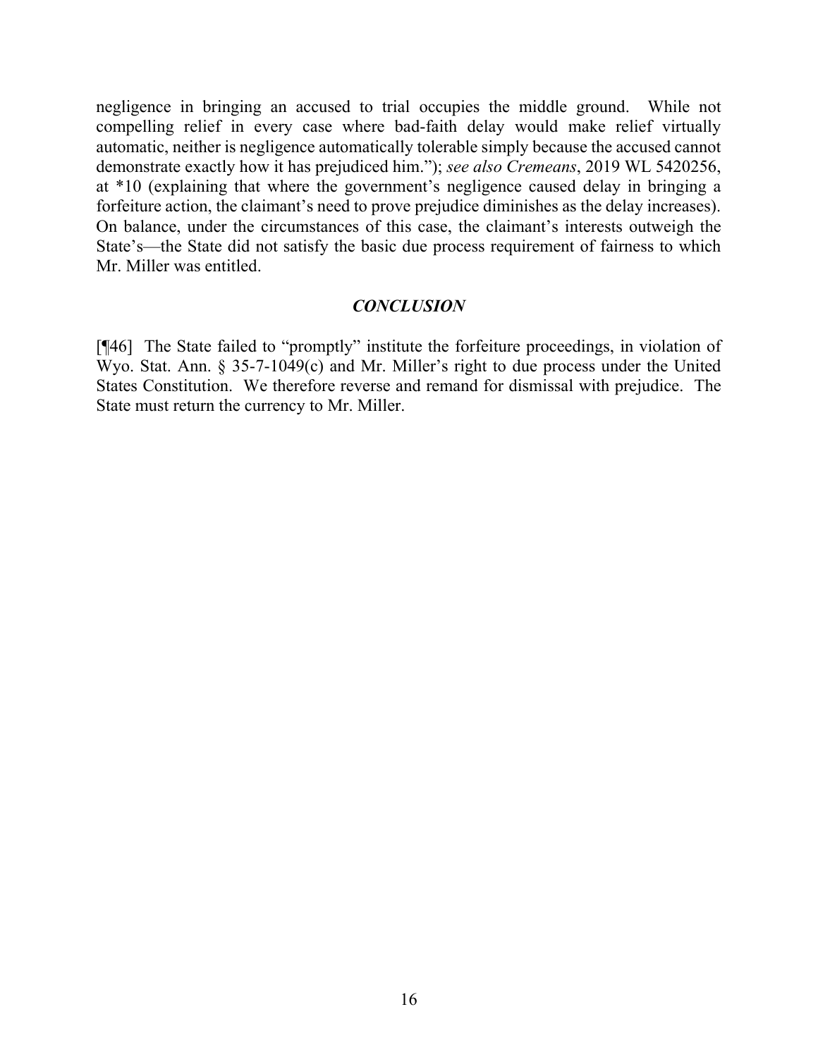negligence in bringing an accused to trial occupies the middle ground. While not compelling relief in every case where bad-faith delay would make relief virtually automatic, neither is negligence automatically tolerable simply because the accused cannot demonstrate exactly how it has prejudiced him."); *see also Cremeans*, 2019 WL 5420256, at *10 (explaining that where the government's negligence caused delay in bringing a forfeiture action, the claimant's need to prove prejudice diminishes as the delay increases). On balance, under the circumstances of this case, the claimant's interests outweigh the State's—the State did not satisfy the basic due process requirement of fairness to which Mr. Miller was entitled.

## ***CONCLUSION***

[¶46] The State failed to "promptly" institute the forfeiture proceedings, in violation of Wyo. Stat. Ann. § 35-7-1049(c) and Mr. Miller's right to due process under the United States Constitution. We therefore reverse and remand for dismissal with prejudice. The State must return the currency to Mr. Miller.